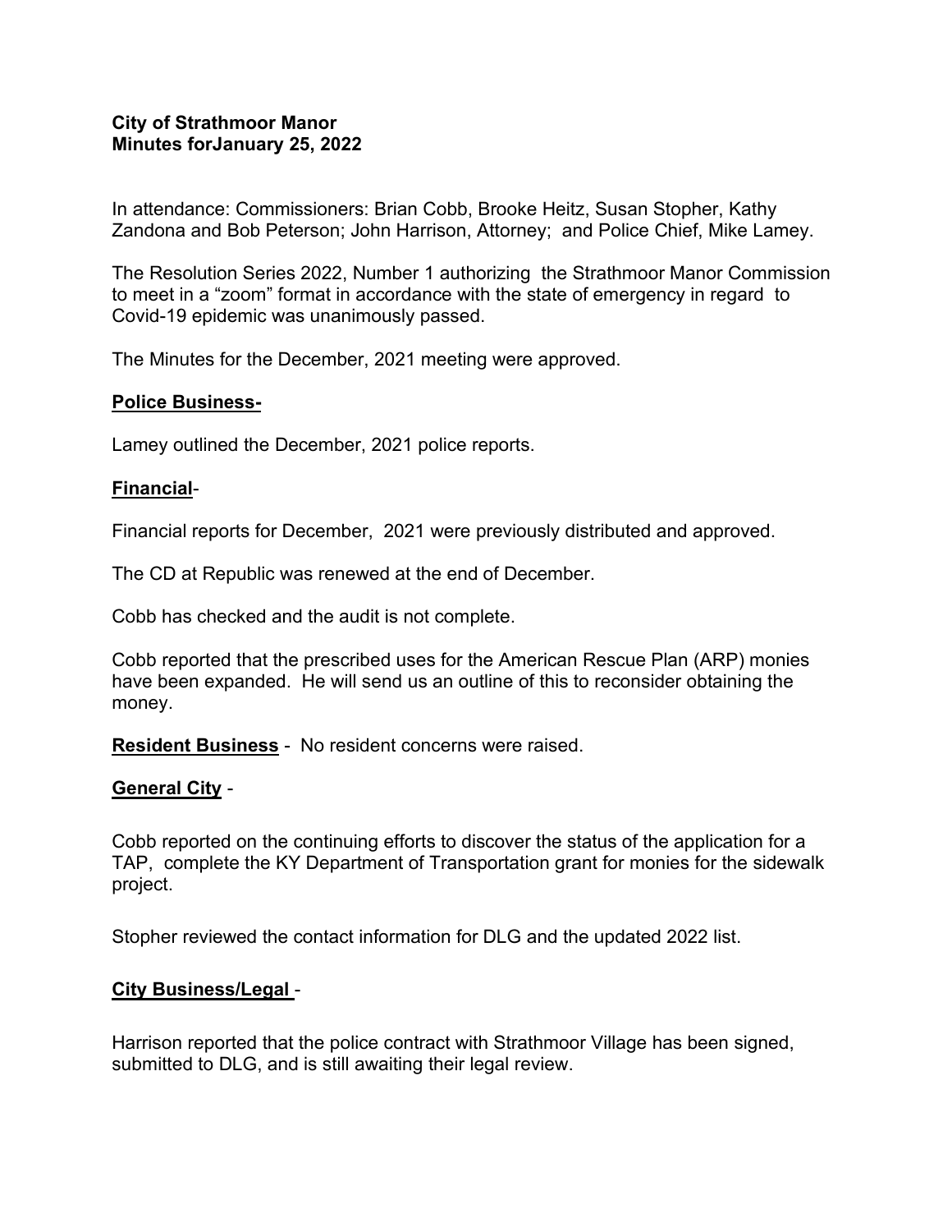**City of Strathmoor Manor**
**Minutes forJanuary 25, 2022**

In attendance: Commissioners: Brian Cobb, Brooke Heitz, Susan Stopher, Kathy Zandona and Bob Peterson; John Harrison, Attorney; and Police Chief, Mike Lamey.

The Resolution Series 2022, Number 1 authorizing the Strathmoor Manor Commission to meet in a "zoom" format in accordance with the state of emergency in regard to Covid-19 epidemic was unanimously passed.

The Minutes for the December, 2021 meeting were approved.

**Police Business-**

Lamey outlined the December, 2021 police reports.

**Financial**-

Financial reports for December, 2021 were previously distributed and approved.

The CD at Republic was renewed at the end of December.

Cobb has checked and the audit is not complete.

Cobb reported that the prescribed uses for the American Rescue Plan (ARP) monies have been expanded. He will send us an outline of this to reconsider obtaining the money.

**Resident Business** - No resident concerns were raised.

**General City** -

Cobb reported on the continuing efforts to discover the status of the application for a TAP, complete the KY Department of Transportation grant for monies for the sidewalk project.

Stopher reviewed the contact information for DLG and the updated 2022 list.

**City Business/Legal** -

Harrison reported that the police contract with Strathmoor Village has been signed, submitted to DLG, and is still awaiting their legal review.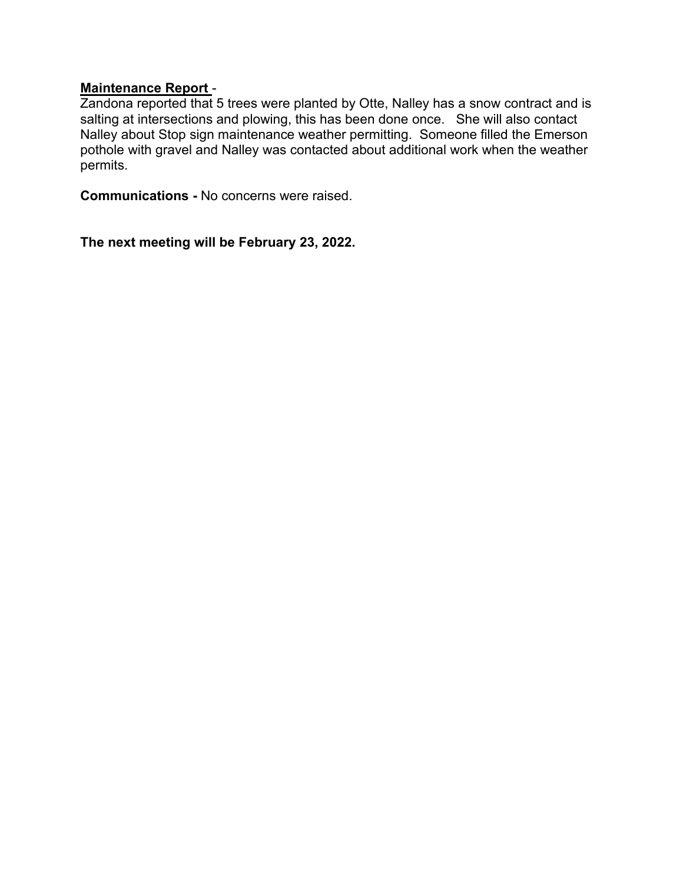**Maintenance Report** -
Zandona reported that 5 trees were planted by Otte, Nalley has a snow contract and is salting at intersections and plowing, this has been done once.   She will also contact Nalley about Stop sign maintenance weather permitting.  Someone filled the Emerson pothole with gravel and Nalley was contacted about additional work when the weather permits.

**Communications -** No concerns were raised.

**The next meeting will be February 23, 2022.**